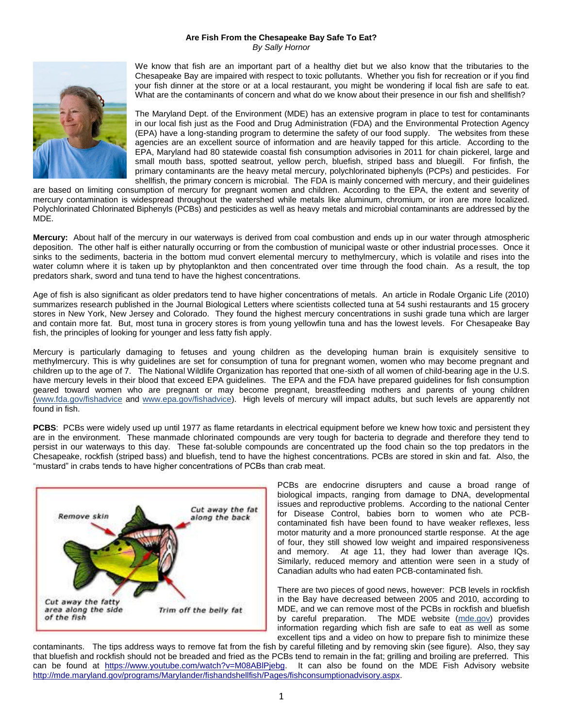**Are Fish From the Chesapeake Bay Safe To Eat?**
*By Sally Hornor*

We know that fish are an important part of a healthy diet but we also know that the tributaries to the Chesapeake Bay are impaired with respect to toxic pollutants. Whether you fish for recreation or if you find your fish dinner at the store or at a local restaurant, you might be wondering if local fish are safe to eat. What are the contaminants of concern and what do we know about their presence in our fish and shellfish?

The Maryland Dept. of the Environment (MDE) has an extensive program in place to test for contaminants in our local fish just as the Food and Drug Administration (FDA) and the Environmental Protection Agency (EPA) have a long-standing program to determine the safety of our food supply. The websites from these agencies are an excellent source of information and are heavily tapped for this article. According to the EPA, Maryland had 80 statewide coastal fish consumption advisories in 2011 for chain pickerel, large and small mouth bass, spotted seatrout, yellow perch, bluefish, striped bass and bluegill. For finfish, the primary contaminants are the heavy metal mercury, polychlorinated biphenyls (PCPs) and pesticides. For shellfish, the primary concern is microbial. The FDA is mainly concerned with mercury, and their guidelines are based on limiting consumption of mercury for pregnant women and children. According to the EPA, the extent and severity of mercury contamination is widespread throughout the watershed while metals like aluminum, chromium, or iron are more localized. Polychlorinated Chlorinated Biphenyls (PCBs) and pesticides as well as heavy metals and microbial contaminants are addressed by the MDE.

**Mercury:** About half of the mercury in our waterways is derived from coal combustion and ends up in our water through atmospheric deposition. The other half is either naturally occurring or from the combustion of municipal waste or other industrial processes. Once it sinks to the sediments, bacteria in the bottom mud convert elemental mercury to methylmercury, which is volatile and rises into the water column where it is taken up by phytoplankton and then concentrated over time through the food chain. As a result, the top predators shark, sword and tuna tend to have the highest concentrations.

Age of fish is also significant as older predators tend to have higher concentrations of metals. An article in Rodale Organic Life (2010) summarizes research published in the Journal Biological Letters where scientists collected tuna at 54 sushi restaurants and 15 grocery stores in New York, New Jersey and Colorado. They found the highest mercury concentrations in sushi grade tuna which are larger and contain more fat. But, most tuna in grocery stores is from young yellowfin tuna and has the lowest levels. For Chesapeake Bay fish, the principles of looking for younger and less fatty fish apply.

Mercury is particularly damaging to fetuses and young children as the developing human brain is exquisitely sensitive to methylmercury. This is why guidelines are set for consumption of tuna for pregnant women, women who may become pregnant and children up to the age of 7. The National Wildlife Organization has reported that one-sixth of all women of child-bearing age in the U.S. have mercury levels in their blood that exceed EPA guidelines. The EPA and the FDA have prepared guidelines for fish consumption geared toward women who are pregnant or may become pregnant, breastfeeding mothers and parents of young children (www.fda.gov/fishadvice and www.epa.gov/fishadvice). High levels of mercury will impact adults, but such levels are apparently not found in fish.

**PCBS**: PCBs were widely used up until 1977 as flame retardants in electrical equipment before we knew how toxic and persistent they are in the environment. These manmade chlorinated compounds are very tough for bacteria to degrade and therefore they tend to persist in our waterways to this day. These fat-soluble compounds are concentrated up the food chain so the top predators in the Chesapeake, rockfish (striped bass) and bluefish, tend to have the highest concentrations. PCBs are stored in skin and fat. Also, the "mustard" in crabs tends to have higher concentrations of PCBs than crab meat.

Remove skin — Cut away the fat along the back — Cut away the fatty area along the side of the fish — Trim off the belly fat

PCBs are endocrine disrupters and cause a broad range of biological impacts, ranging from damage to DNA, developmental issues and reproductive problems. According to the national Center for Disease Control, babies born to women who ate PCB-contaminated fish have been found to have weaker reflexes, less motor maturity and a more pronounced startle response. At the age of four, they still showed low weight and impaired responsiveness and memory. At age 11, they had lower than average IQs. Similarly, reduced memory and attention were seen in a study of Canadian adults who had eaten PCB-contaminated fish.

There are two pieces of good news, however: PCB levels in rockfish in the Bay have decreased between 2005 and 2010, according to MDE, and we can remove most of the PCBs in rockfish and bluefish by careful preparation. The MDE website (mde.gov) provides information regarding which fish are safe to eat as well as some excellent tips and a video on how to prepare fish to minimize these contaminants. The tips address ways to remove fat from the fish by careful filleting and by removing skin (see figure). Also, they say that bluefish and rockfish should not be breaded and fried as the PCBs tend to remain in the fat; grilling and broiling are preferred. This can be found at https://www.youtube.com/watch?v=M08ABlPjebg. It can also be found on the MDE Fish Advisory website http://mde.maryland.gov/programs/Marylander/fishandshellfish/Pages/fishconsumptionadvisory.aspx.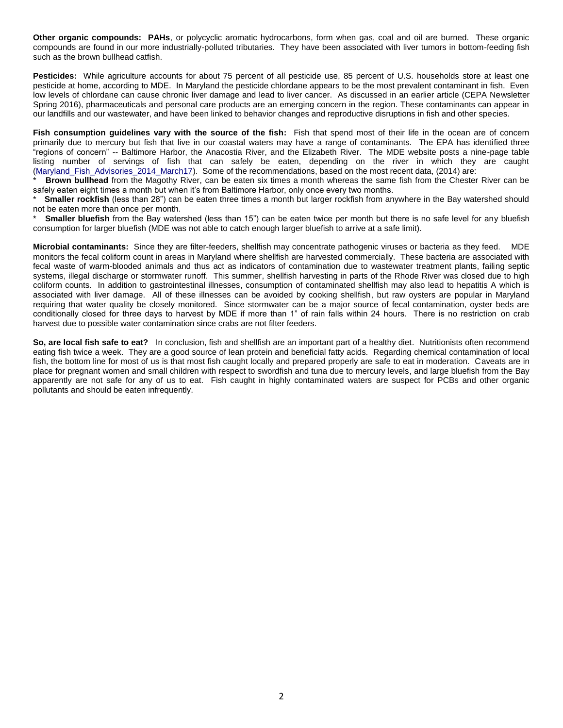**Other organic compounds: PAHs**, or polycyclic aromatic hydrocarbons, form when gas, coal and oil are burned. These organic compounds are found in our more industrially-polluted tributaries. They have been associated with liver tumors in bottom-feeding fish such as the brown bullhead catfish.

**Pesticides:** While agriculture accounts for about 75 percent of all pesticide use, 85 percent of U.S. households store at least one pesticide at home, according to MDE. In Maryland the pesticide chlordane appears to be the most prevalent contaminant in fish. Even low levels of chlordane can cause chronic liver damage and lead to liver cancer. As discussed in an earlier article (CEPA Newsletter Spring 2016), pharmaceuticals and personal care products are an emerging concern in the region. These contaminants can appear in our landfills and our wastewater, and have been linked to behavior changes and reproductive disruptions in fish and other species.

**Fish consumption guidelines vary with the source of the fish:** Fish that spend most of their life in the ocean are of concern primarily due to mercury but fish that live in our coastal waters may have a range of contaminants. The EPA has identified three "regions of concern" -- Baltimore Harbor, the Anacostia River, and the Elizabeth River. The MDE website posts a nine-page table listing number of servings of fish that can safely be eaten, depending on the river in which they are caught (Maryland_Fish_Advisories_2014_March17). Some of the recommendations, based on the most recent data, (2014) are:

* **Brown bullhead** from the Magothy River, can be eaten six times a month whereas the same fish from the Chester River can be safely eaten eight times a month but when it's from Baltimore Harbor, only once every two months.
* **Smaller rockfish** (less than 28") can be eaten three times a month but larger rockfish from anywhere in the Bay watershed should not be eaten more than once per month.
* **Smaller bluefish** from the Bay watershed (less than 15") can be eaten twice per month but there is no safe level for any bluefish consumption for larger bluefish (MDE was not able to catch enough larger bluefish to arrive at a safe limit).

**Microbial contaminants:** Since they are filter-feeders, shellfish may concentrate pathogenic viruses or bacteria as they feed. MDE monitors the fecal coliform count in areas in Maryland where shellfish are harvested commercially. These bacteria are associated with fecal waste of warm-blooded animals and thus act as indicators of contamination due to wastewater treatment plants, failing septic systems, illegal discharge or stormwater runoff. This summer, shellfish harvesting in parts of the Rhode River was closed due to high coliform counts. In addition to gastrointestinal illnesses, consumption of contaminated shellfish may also lead to hepatitis A which is associated with liver damage. All of these illnesses can be avoided by cooking shellfish, but raw oysters are popular in Maryland requiring that water quality be closely monitored. Since stormwater can be a major source of fecal contamination, oyster beds are conditionally closed for three days to harvest by MDE if more than 1" of rain falls within 24 hours. There is no restriction on crab harvest due to possible water contamination since crabs are not filter feeders.

**So, are local fish safe to eat?** In conclusion, fish and shellfish are an important part of a healthy diet. Nutritionists often recommend eating fish twice a week. They are a good source of lean protein and beneficial fatty acids. Regarding chemical contamination of local fish, the bottom line for most of us is that most fish caught locally and prepared properly are safe to eat in moderation. Caveats are in place for pregnant women and small children with respect to swordfish and tuna due to mercury levels, and large bluefish from the Bay apparently are not safe for any of us to eat. Fish caught in highly contaminated waters are suspect for PCBs and other organic pollutants and should be eaten infrequently.